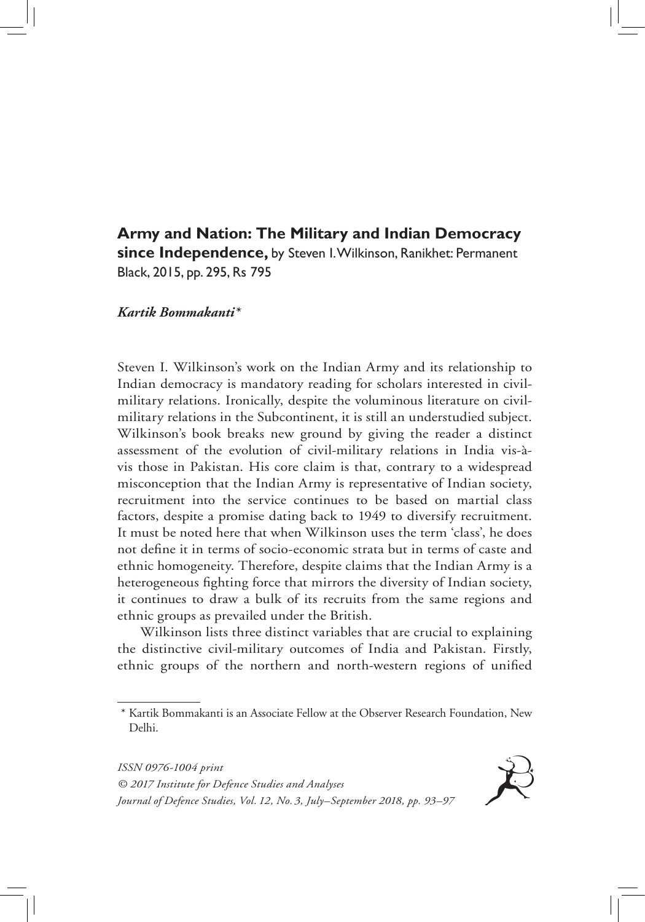**Army and Nation: The Military and Indian Democracy since Independence,** by Steven I. Wilkinson, Ranikhet: Permanent Black, 2015, pp. 295, Rs 795

***Kartik Bommakanti****

Steven I. Wilkinson's work on the Indian Army and its relationship to Indian democracy is mandatory reading for scholars interested in civil-military relations. Ironically, despite the voluminous literature on civil-military relations in the Subcontinent, it is still an understudied subject. Wilkinson's book breaks new ground by giving the reader a distinct assessment of the evolution of civil-military relations in India vis-à-vis those in Pakistan. His core claim is that, contrary to a widespread misconception that the Indian Army is representative of Indian society, recruitment into the service continues to be based on martial class factors, despite a promise dating back to 1949 to diversify recruitment. It must be noted here that when Wilkinson uses the term 'class', he does not define it in terms of socio-economic strata but in terms of caste and ethnic homogeneity. Therefore, despite claims that the Indian Army is a heterogeneous fighting force that mirrors the diversity of Indian society, it continues to draw a bulk of its recruits from the same regions and ethnic groups as prevailed under the British.

Wilkinson lists three distinct variables that are crucial to explaining the distinctive civil-military outcomes of India and Pakistan. Firstly, ethnic groups of the northern and north-western regions of unified

---

\* Kartik Bommakanti is an Associate Fellow at the Observer Research Foundation, New Delhi.

*ISSN 0976-1004 print*
*© 2017 Institute for Defence Studies and Analyses*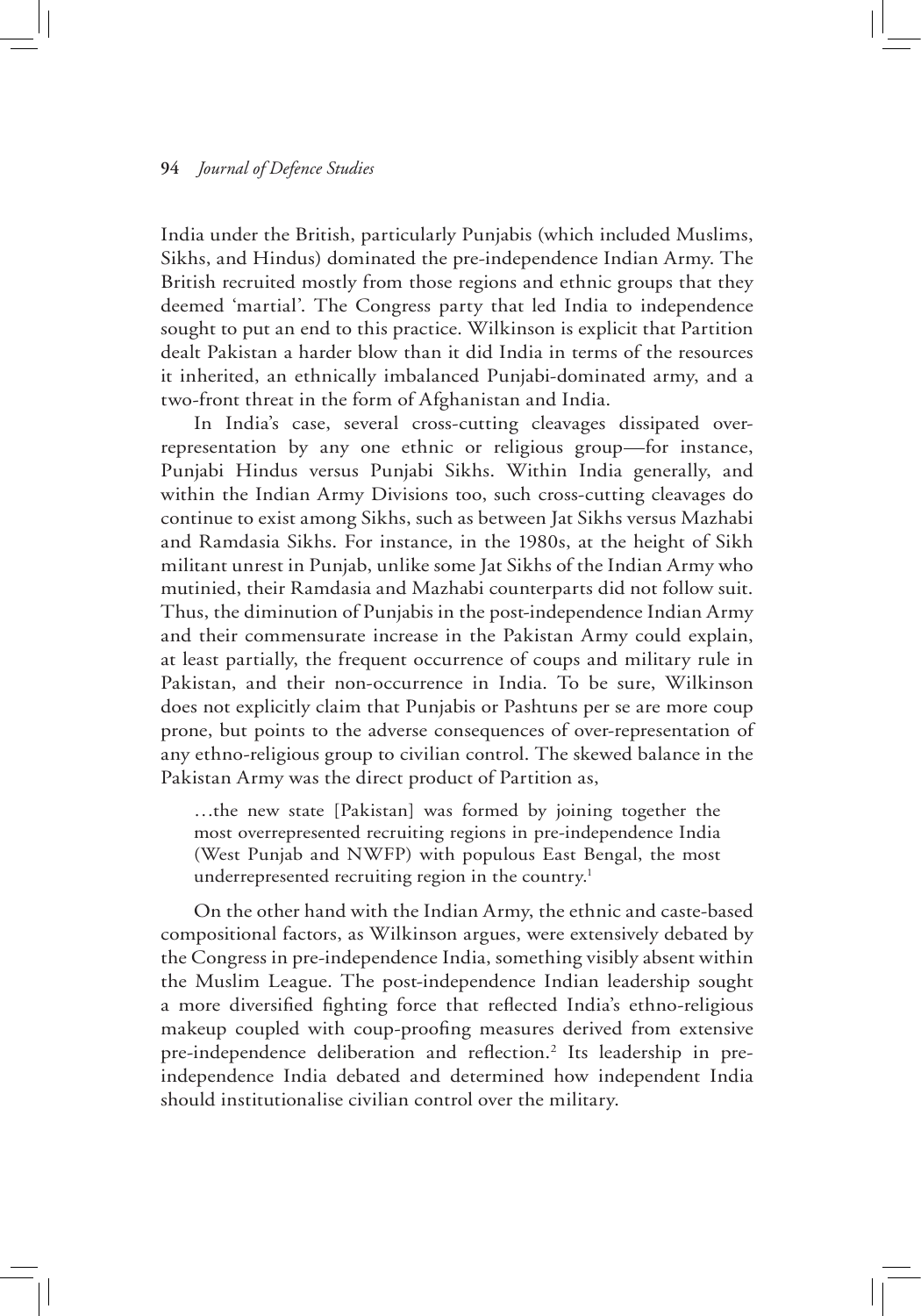India under the British, particularly Punjabis (which included Muslims, Sikhs, and Hindus) dominated the pre-independence Indian Army. The British recruited mostly from those regions and ethnic groups that they deemed 'martial'. The Congress party that led India to independence sought to put an end to this practice. Wilkinson is explicit that Partition dealt Pakistan a harder blow than it did India in terms of the resources it inherited, an ethnically imbalanced Punjabi-dominated army, and a two-front threat in the form of Afghanistan and India.

In India's case, several cross-cutting cleavages dissipated over-representation by any one ethnic or religious group—for instance, Punjabi Hindus versus Punjabi Sikhs. Within India generally, and within the Indian Army Divisions too, such cross-cutting cleavages do continue to exist among Sikhs, such as between Jat Sikhs versus Mazhabi and Ramdasia Sikhs. For instance, in the 1980s, at the height of Sikh militant unrest in Punjab, unlike some Jat Sikhs of the Indian Army who mutinied, their Ramdasia and Mazhabi counterparts did not follow suit. Thus, the diminution of Punjabis in the post-independence Indian Army and their commensurate increase in the Pakistan Army could explain, at least partially, the frequent occurrence of coups and military rule in Pakistan, and their non-occurrence in India. To be sure, Wilkinson does not explicitly claim that Punjabis or Pashtuns per se are more coup prone, but points to the adverse consequences of over-representation of any ethno-religious group to civilian control. The skewed balance in the Pakistan Army was the direct product of Partition as,

> …the new state [Pakistan] was formed by joining together the most overrepresented recruiting regions in pre-independence India (West Punjab and NWFP) with populous East Bengal, the most underrepresented recruiting region in the country.[1]

On the other hand with the Indian Army, the ethnic and caste-based compositional factors, as Wilkinson argues, were extensively debated by the Congress in pre-independence India, something visibly absent within the Muslim League. The post-independence Indian leadership sought a more diversified fighting force that reflected India's ethno-religious makeup coupled with coup-proofing measures derived from extensive pre-independence deliberation and reflection.[2] Its leadership in pre-independence India debated and determined how independent India should institutionalise civilian control over the military.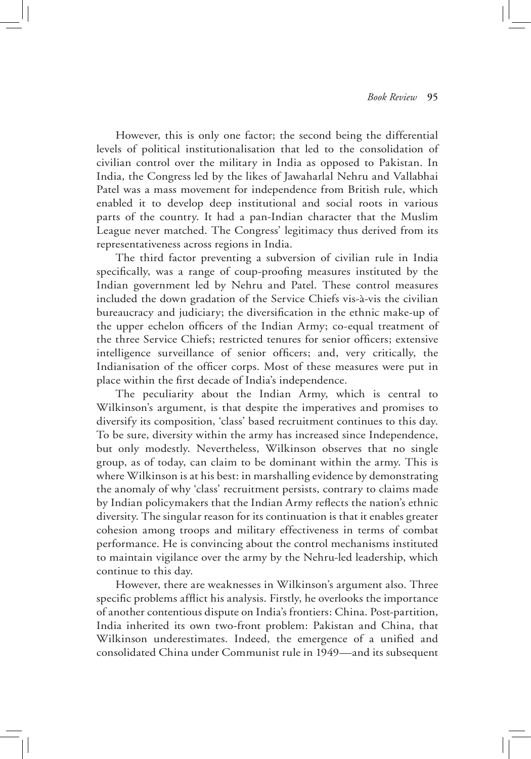However, this is only one factor; the second being the differential levels of political institutionalisation that led to the consolidation of civilian control over the military in India as opposed to Pakistan. In India, the Congress led by the likes of Jawaharlal Nehru and Vallabhai Patel was a mass movement for independence from British rule, which enabled it to develop deep institutional and social roots in various parts of the country. It had a pan-Indian character that the Muslim League never matched. The Congress' legitimacy thus derived from its representativeness across regions in India.

The third factor preventing a subversion of civilian rule in India specifically, was a range of coup-proofing measures instituted by the Indian government led by Nehru and Patel. These control measures included the down gradation of the Service Chiefs vis-à-vis the civilian bureaucracy and judiciary; the diversification in the ethnic make-up of the upper echelon officers of the Indian Army; co-equal treatment of the three Service Chiefs; restricted tenures for senior officers; extensive intelligence surveillance of senior officers; and, very critically, the Indianisation of the officer corps. Most of these measures were put in place within the first decade of India's independence.

The peculiarity about the Indian Army, which is central to Wilkinson's argument, is that despite the imperatives and promises to diversify its composition, 'class' based recruitment continues to this day. To be sure, diversity within the army has increased since Independence, but only modestly. Nevertheless, Wilkinson observes that no single group, as of today, can claim to be dominant within the army. This is where Wilkinson is at his best: in marshalling evidence by demonstrating the anomaly of why 'class' recruitment persists, contrary to claims made by Indian policymakers that the Indian Army reflects the nation's ethnic diversity. The singular reason for its continuation is that it enables greater cohesion among troops and military effectiveness in terms of combat performance. He is convincing about the control mechanisms instituted to maintain vigilance over the army by the Nehru-led leadership, which continue to this day.

However, there are weaknesses in Wilkinson's argument also. Three specific problems afflict his analysis. Firstly, he overlooks the importance of another contentious dispute on India's frontiers: China. Post-partition, India inherited its own two-front problem: Pakistan and China, that Wilkinson underestimates. Indeed, the emergence of a unified and consolidated China under Communist rule in 1949—and its subsequent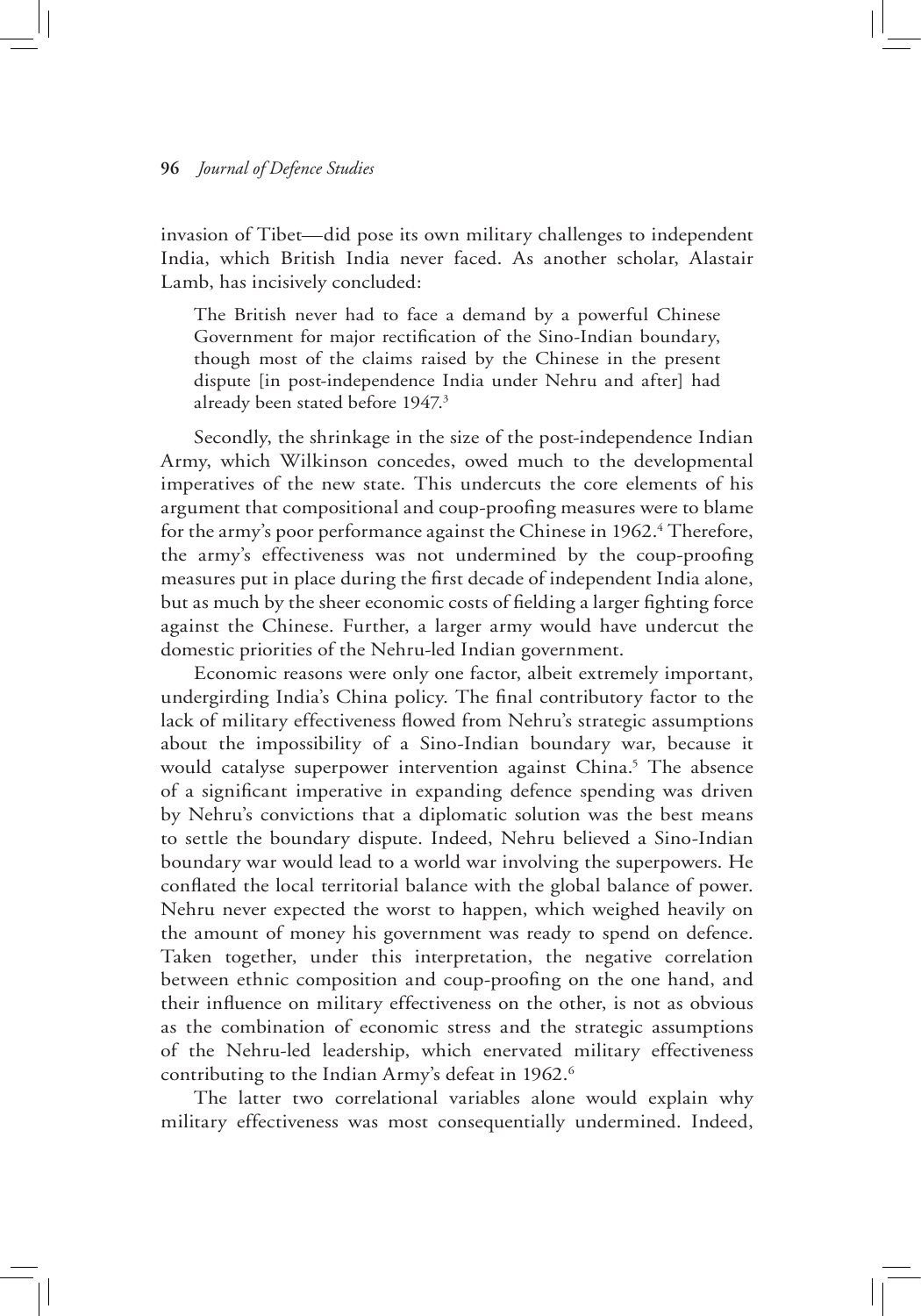invasion of Tibet—did pose its own military challenges to independent India, which British India never faced. As another scholar, Alastair Lamb, has incisively concluded:

> The British never had to face a demand by a powerful Chinese Government for major rectification of the Sino-Indian boundary, though most of the claims raised by the Chinese in the present dispute [in post-independence India under Nehru and after] had already been stated before 1947.[3]

Secondly, the shrinkage in the size of the post-independence Indian Army, which Wilkinson concedes, owed much to the developmental imperatives of the new state. This undercuts the core elements of his argument that compositional and coup-proofing measures were to blame for the army's poor performance against the Chinese in 1962.[4] Therefore, the army's effectiveness was not undermined by the coup-proofing measures put in place during the first decade of independent India alone, but as much by the sheer economic costs of fielding a larger fighting force against the Chinese. Further, a larger army would have undercut the domestic priorities of the Nehru-led Indian government.

Economic reasons were only one factor, albeit extremely important, undergirding India's China policy. The final contributory factor to the lack of military effectiveness flowed from Nehru's strategic assumptions about the impossibility of a Sino-Indian boundary war, because it would catalyse superpower intervention against China.[5] The absence of a significant imperative in expanding defence spending was driven by Nehru's convictions that a diplomatic solution was the best means to settle the boundary dispute. Indeed, Nehru believed a Sino-Indian boundary war would lead to a world war involving the superpowers. He conflated the local territorial balance with the global balance of power. Nehru never expected the worst to happen, which weighed heavily on the amount of money his government was ready to spend on defence. Taken together, under this interpretation, the negative correlation between ethnic composition and coup-proofing on the one hand, and their influence on military effectiveness on the other, is not as obvious as the combination of economic stress and the strategic assumptions of the Nehru-led leadership, which enervated military effectiveness contributing to the Indian Army's defeat in 1962.[6]

The latter two correlational variables alone would explain why military effectiveness was most consequentially undermined. Indeed,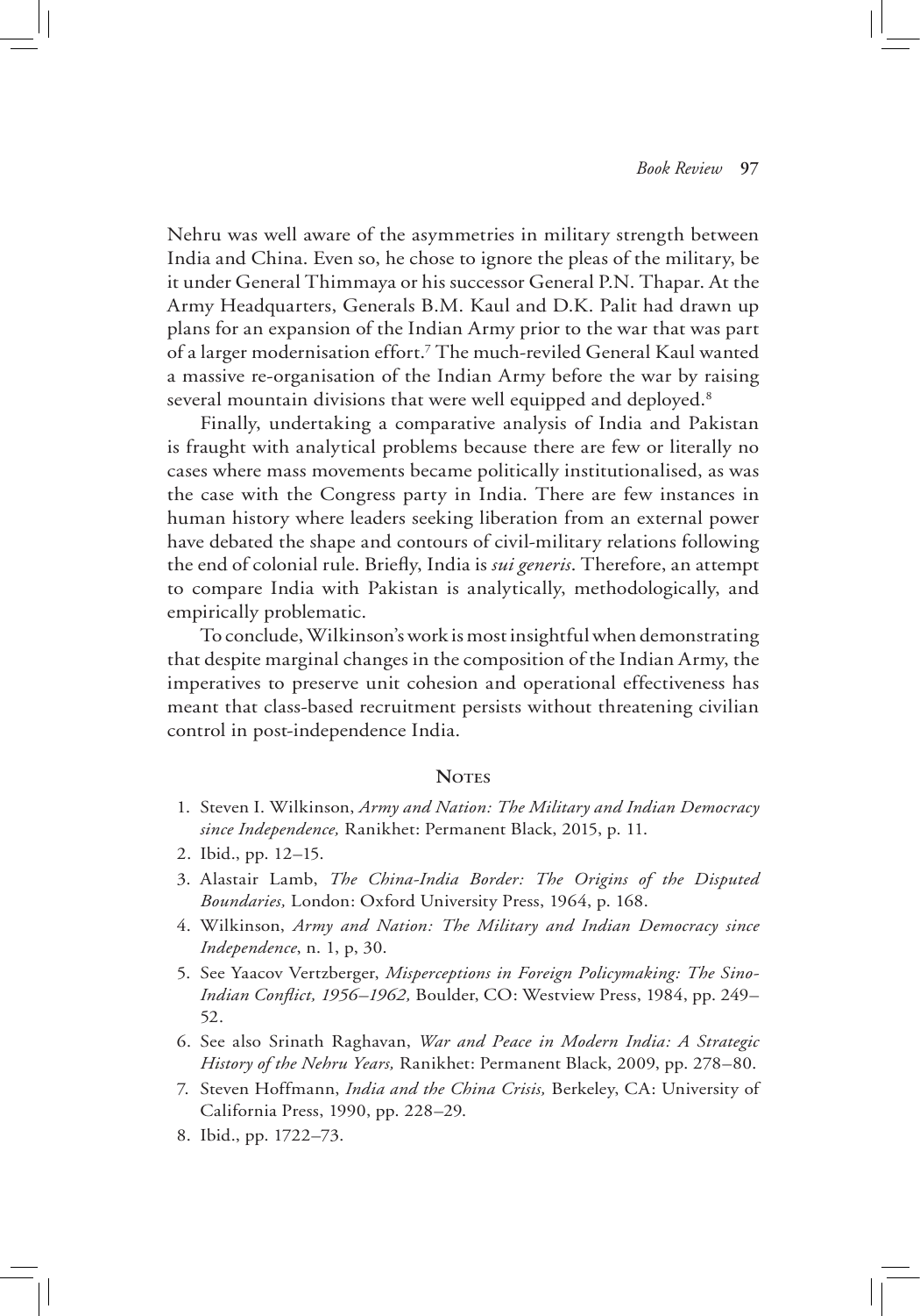Nehru was well aware of the asymmetries in military strength between India and China. Even so, he chose to ignore the pleas of the military, be it under General Thimmaya or his successor General P.N. Thapar. At the Army Headquarters, Generals B.M. Kaul and D.K. Palit had drawn up plans for an expansion of the Indian Army prior to the war that was part of a larger modernisation effort.[7] The much-reviled General Kaul wanted a massive re-organisation of the Indian Army before the war by raising several mountain divisions that were well equipped and deployed.[8]

Finally, undertaking a comparative analysis of India and Pakistan is fraught with analytical problems because there are few or literally no cases where mass movements became politically institutionalised, as was the case with the Congress party in India. There are few instances in human history where leaders seeking liberation from an external power have debated the shape and contours of civil-military relations following the end of colonial rule. Briefly, India is *sui generis*. Therefore, an attempt to compare India with Pakistan is analytically, methodologically, and empirically problematic.

To conclude, Wilkinson's work is most insightful when demonstrating that despite marginal changes in the composition of the Indian Army, the imperatives to preserve unit cohesion and operational effectiveness has meant that class-based recruitment persists without threatening civilian control in post-independence India.

## Notes

1. Steven I. Wilkinson, *Army and Nation: The Military and Indian Democracy since Independence,* Ranikhet: Permanent Black, 2015, p. 11.
2. Ibid., pp. 12–15.
3. Alastair Lamb, *The China-India Border: The Origins of the Disputed Boundaries,* London: Oxford University Press, 1964, p. 168.
4. Wilkinson, *Army and Nation: The Military and Indian Democracy since Independence*, n. 1, p, 30.
5. See Yaacov Vertzberger, *Misperceptions in Foreign Policymaking: The Sino-Indian Conflict, 1956–1962,* Boulder, CO: Westview Press, 1984, pp. 249–52.
6. See also Srinath Raghavan, *War and Peace in Modern India: A Strategic History of the Nehru Years,* Ranikhet: Permanent Black, 2009, pp. 278–80.
7. Steven Hoffmann, *India and the China Crisis,* Berkeley, CA: University of California Press, 1990, pp. 228–29.
8. Ibid., pp. 1722–73.